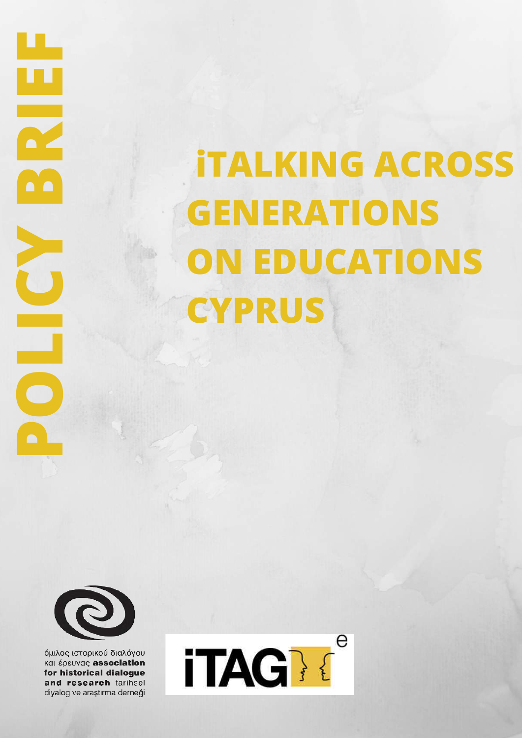POLICY BRIEF

# iTALKING ACROSS GENERATIONS ON EDUCATIONS CYPRUS

όμιλος ιστορικού διαλόγου και έρευνας **association for historical dialogue and research** tarihsel diyalog ve araştırma derneği

iTAGe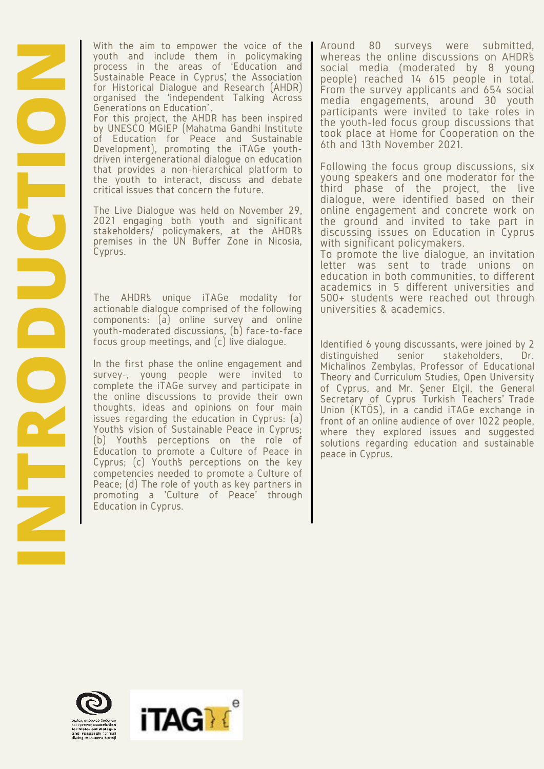# INTRODUCTION

With the aim to empower the voice of the youth and include them in policymaking process in the areas of 'Education and Sustainable Peace in Cyprus', the Association for Historical Dialogue and Research (AHDR) organised the 'independent Talking Across Generations on Education'.

For this project, the AHDR has been inspired by UNESCO MGIEP (Mahatma Gandhi Institute of Education for Peace and Sustainable Development), promoting the iTAGe youth-driven intergenerational dialogue on education that provides a non-hierarchical platform to the youth to interact, discuss and debate critical issues that concern the future.

The Live Dialogue was held on November 29, 2021 engaging both youth and significant stakeholders/ policymakers, at the AHDR's premises in the UN Buffer Zone in Nicosia, Cyprus.

The AHDR's unique iTAGe modality for actionable dialogue comprised of the following components: (a) online survey and online youth-moderated discussions, (b) face-to-face focus group meetings, and (c) live dialogue.

In the first phase the online engagement and survey-, young people were invited to complete the iTAGe survey and participate in the online discussions to provide their own thoughts, ideas and opinions on four main issues regarding the education in Cyprus: (a) Youth's vision of Sustainable Peace in Cyprus; (b) Youth's perceptions on the role of Education to promote a Culture of Peace in Cyprus; (c) Youth's perceptions on the key competencies needed to promote a Culture of Peace; (d) The role of youth as key partners in promoting a 'Culture of Peace' through Education in Cyprus.

Around 80 surveys were submitted, whereas the online discussions on AHDR's social media (moderated by 8 young people) reached 14 615 people in total. From the survey applicants and 654 social media engagements, around 30 youth participants were invited to take roles in the youth-led focus group discussions that took place at Home for Cooperation on the 6th and 13th November 2021.

Following the focus group discussions, six young speakers and one moderator for the third phase of the project, the live dialogue, were identified based on their online engagement and concrete work on the ground and invited to take part in discussing issues on Education in Cyprus with significant policymakers.

To promote the live dialogue, an invitation letter was sent to trade unions on education in both communities, to different academics in 5 different universities and 500+ students were reached out through universities & academics.

Identified 6 young discussants, were joined by 2 distinguished senior stakeholders, Dr. Michalinos Zembylas, Professor of Educational Theory and Curriculum Studies, Open University of Cyprus, and Mr. Şener Elçil, the General Secretary of Cyprus Turkish Teachers' Trade Union (KTÖS), in a candid iTAGe exchange in front of an online audience of over 1022 people, where they explored issues and suggested solutions regarding education and sustainable peace in Cyprus.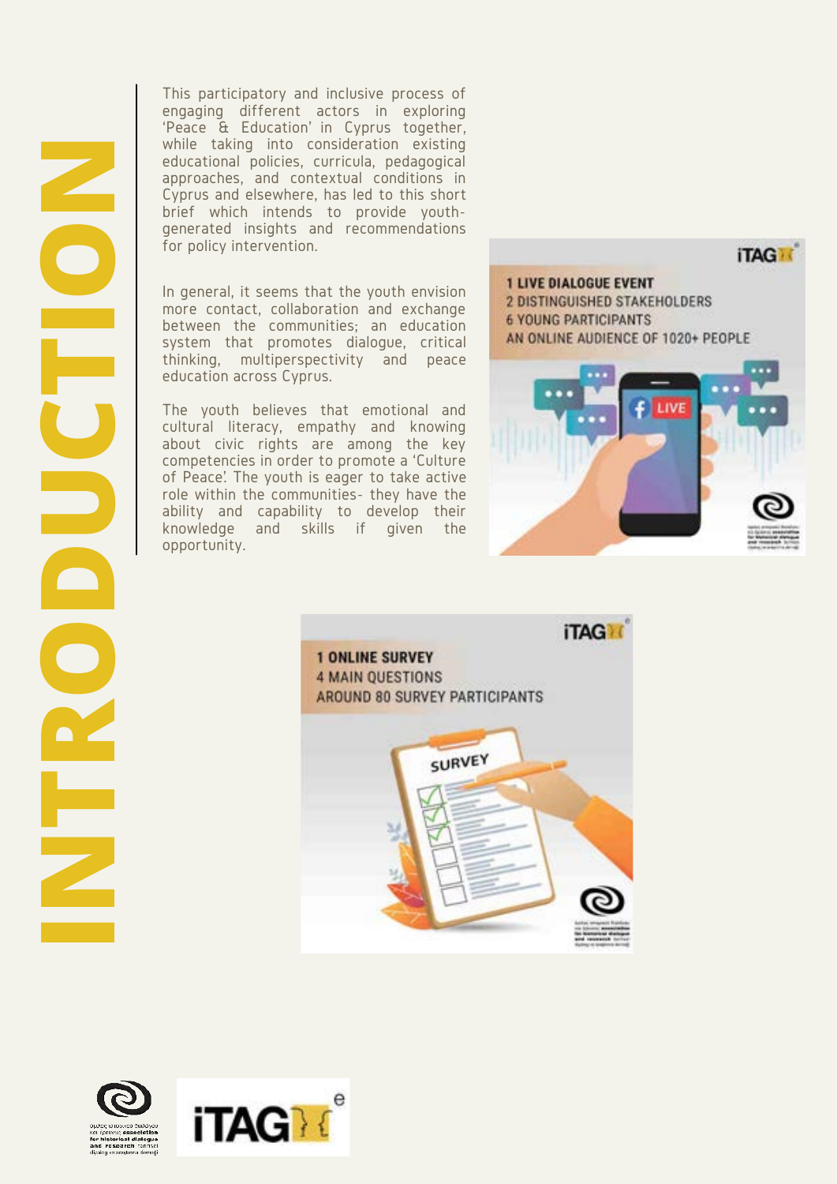# INTRODUCTION

This participatory and inclusive process of engaging different actors in exploring 'Peace & Education' in Cyprus together, while taking into consideration existing educational policies, curricula, pedagogical approaches, and contextual conditions in Cyprus and elsewhere, has led to this short brief which intends to provide youth-generated insights and recommendations for policy intervention.

In general, it seems that the youth envision more contact, collaboration and exchange between the communities; an education system that promotes dialogue, critical thinking, multiperspectivity and peace education across Cyprus.

The youth believes that emotional and cultural literacy, empathy and knowing about civic rights are among the key competencies in order to promote a 'Culture of Peace'. The youth is eager to take active role within the communities- they have the ability and capability to develop their knowledge and skills if given the opportunity.

1 LIVE DIALOGUE EVENT
2 DISTINGUISHED STAKEHOLDERS
6 YOUNG PARTICIPANTS
AN ONLINE AUDIENCE OF 1020+ PEOPLE

1 ONLINE SURVEY
4 MAIN QUESTIONS
AROUND 80 SURVEY PARTICIPANTS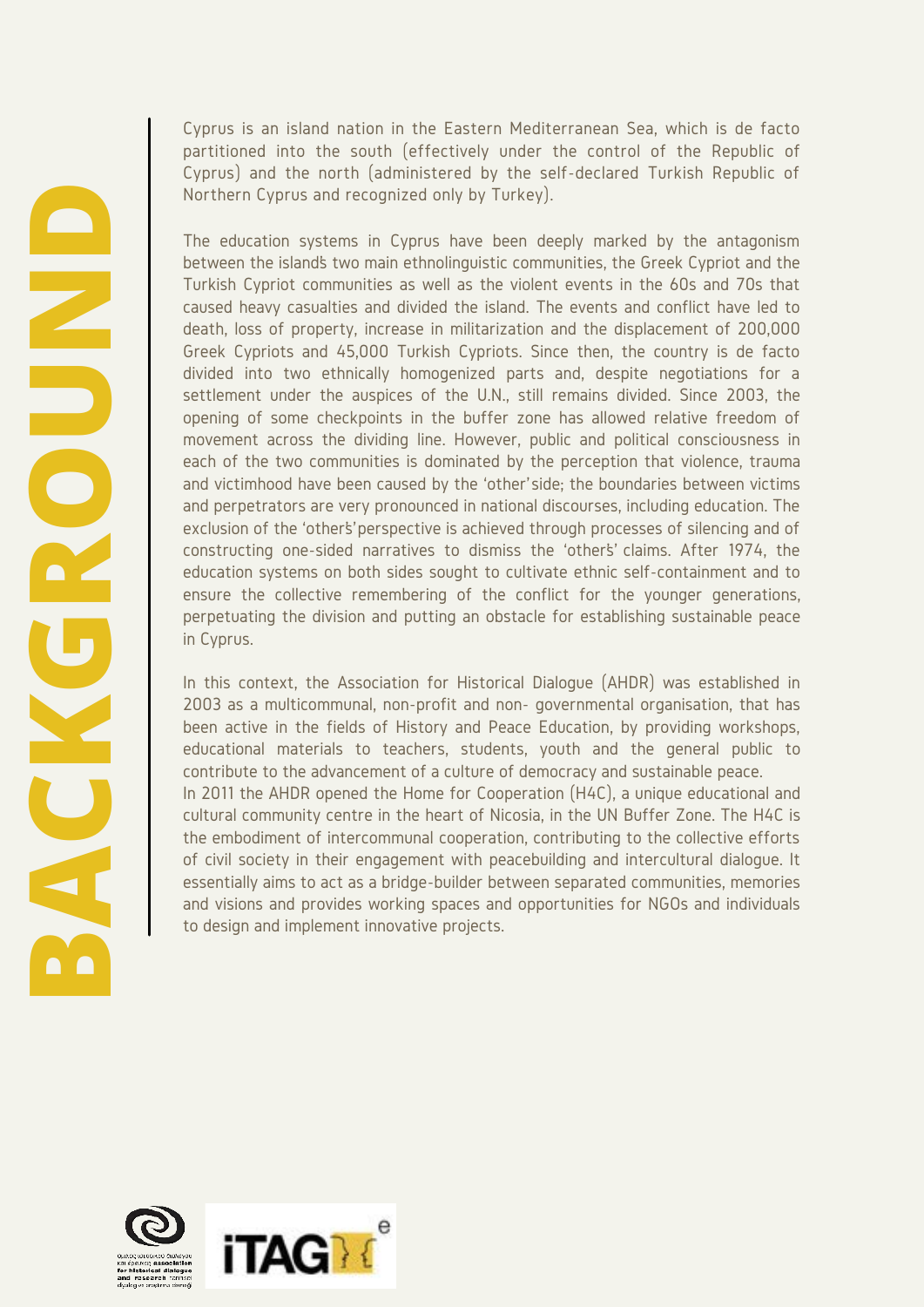# BACKGROUND

Cyprus is an island nation in the Eastern Mediterranean Sea, which is de facto partitioned into the south (effectively under the control of the Republic of Cyprus) and the north (administered by the self-declared Turkish Republic of Northern Cyprus and recognized only by Turkey).

The education systems in Cyprus have been deeply marked by the antagonism between the island's two main ethnolinguistic communities, the Greek Cypriot and the Turkish Cypriot communities as well as the violent events in the 60s and 70s that caused heavy casualties and divided the island. The events and conflict have led to death, loss of property, increase in militarization and the displacement of 200,000 Greek Cypriots and 45,000 Turkish Cypriots. Since then, the country is de facto divided into two ethnically homogenized parts and, despite negotiations for a settlement under the auspices of the U.N., still remains divided. Since 2003, the opening of some checkpoints in the buffer zone has allowed relative freedom of movement across the dividing line. However, public and political consciousness in each of the two communities is dominated by the perception that violence, trauma and victimhood have been caused by the 'other' side; the boundaries between victims and perpetrators are very pronounced in national discourses, including education. The exclusion of the 'other's' perspective is achieved through processes of silencing and of constructing one-sided narratives to dismiss the 'other's' claims. After 1974, the education systems on both sides sought to cultivate ethnic self-containment and to ensure the collective remembering of the conflict for the younger generations, perpetuating the division and putting an obstacle for establishing sustainable peace in Cyprus.

In this context, the Association for Historical Dialogue (AHDR) was established in 2003 as a multicommunal, non-profit and non- governmental organisation, that has been active in the fields of History and Peace Education, by providing workshops, educational materials to teachers, students, youth and the general public to contribute to the advancement of a culture of democracy and sustainable peace.

In 2011 the AHDR opened the Home for Cooperation (H4C), a unique educational and cultural community centre in the heart of Nicosia, in the UN Buffer Zone. The H4C is the embodiment of intercommunal cooperation, contributing to the collective efforts of civil society in their engagement with peacebuilding and intercultural dialogue. It essentially aims to act as a bridge-builder between separated communities, memories and visions and provides working spaces and opportunities for NGOs and individuals to design and implement innovative projects.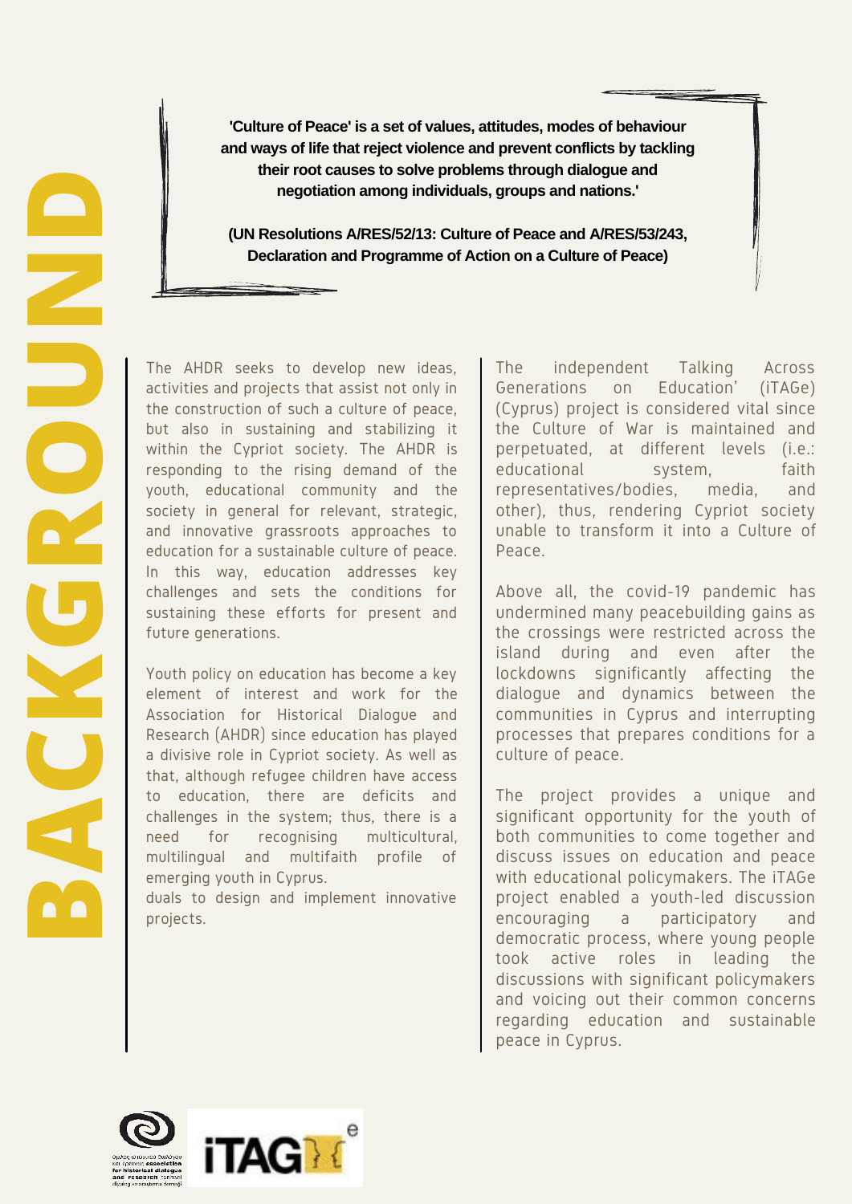# BACKGROUND

**'Culture of Peace' is a set of values, attitudes, modes of behaviour and ways of life that reject violence and prevent conflicts by tackling their root causes to solve problems through dialogue and negotiation among individuals, groups and nations.'**

**(UN Resolutions A/RES/52/13: Culture of Peace and A/RES/53/243, Declaration and Programme of Action on a Culture of Peace)**

The AHDR seeks to develop new ideas, activities and projects that assist not only in the construction of such a culture of peace, but also in sustaining and stabilizing it within the Cypriot society. The AHDR is responding to the rising demand of the youth, educational community and the society in general for relevant, strategic, and innovative grassroots approaches to education for a sustainable culture of peace. In this way, education addresses key challenges and sets the conditions for sustaining these efforts for present and future generations.

Youth policy on education has become a key element of interest and work for the Association for Historical Dialogue and Research (AHDR) since education has played a divisive role in Cypriot society. As well as that, although refugee children have access to education, there are deficits and challenges in the system; thus, there is a need for recognising multicultural, multilingual and multifaith profile of emerging youth in Cyprus.
duals to design and implement innovative projects.

The independent Talking Across Generations on Education' (iTAGe) (Cyprus) project is considered vital since the Culture of War is maintained and perpetuated, at different levels (i.e.: educational system, faith representatives/bodies, media, and other), thus, rendering Cypriot society unable to transform it into a Culture of Peace.

Above all, the covid-19 pandemic has undermined many peacebuilding gains as the crossings were restricted across the island during and even after the lockdowns significantly affecting the dialogue and dynamics between the communities in Cyprus and interrupting processes that prepares conditions for a culture of peace.

The project provides a unique and significant opportunity for the youth of both communities to come together and discuss issues on education and peace with educational policymakers. The iTAGe project enabled a youth-led discussion encouraging a participatory and democratic process, where young people took active roles in leading the discussions with significant policymakers and voicing out their common concerns regarding education and sustainable peace in Cyprus.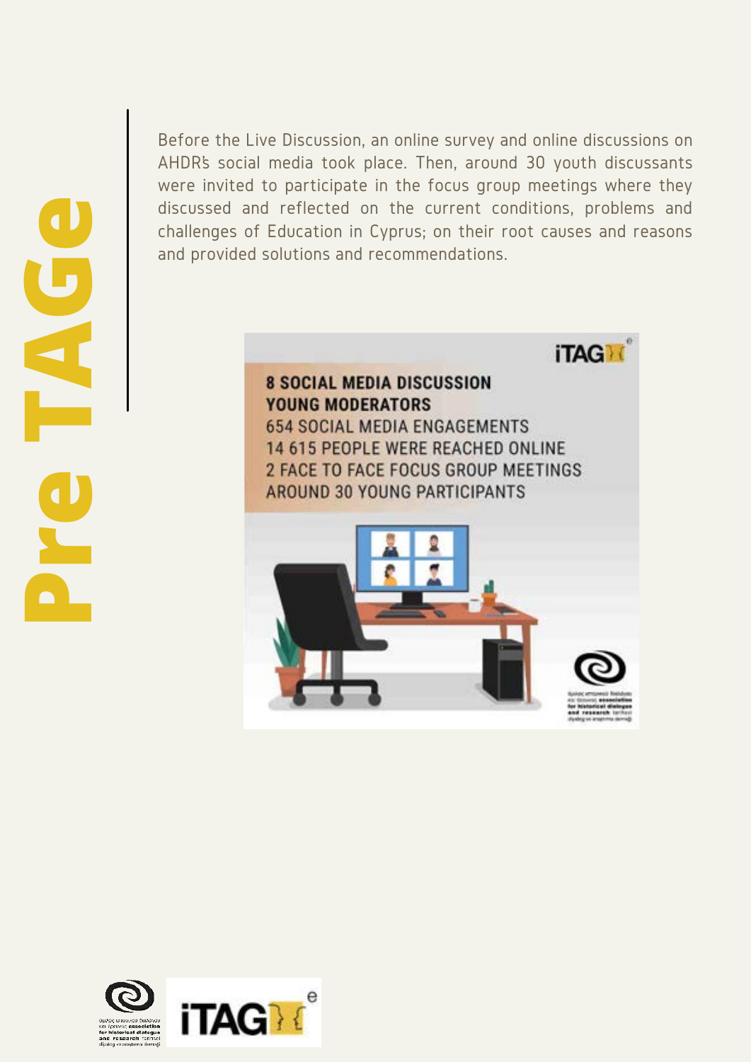# Pre TAGe

Before the Live Discussion, an online survey and online discussions on AHDR's social media took place. Then, around 30 youth discussants were invited to participate in the focus group meetings where they discussed and reflected on the current conditions, problems and challenges of Education in Cyprus; on their root causes and reasons and provided solutions and recommendations.

8 SOCIAL MEDIA DISCUSSION YOUNG MODERATORS
654 SOCIAL MEDIA ENGAGEMENTS
14 615 PEOPLE WERE REACHED ONLINE
2 FACE TO FACE FOCUS GROUP MEETINGS
AROUND 30 YOUNG PARTICIPANTS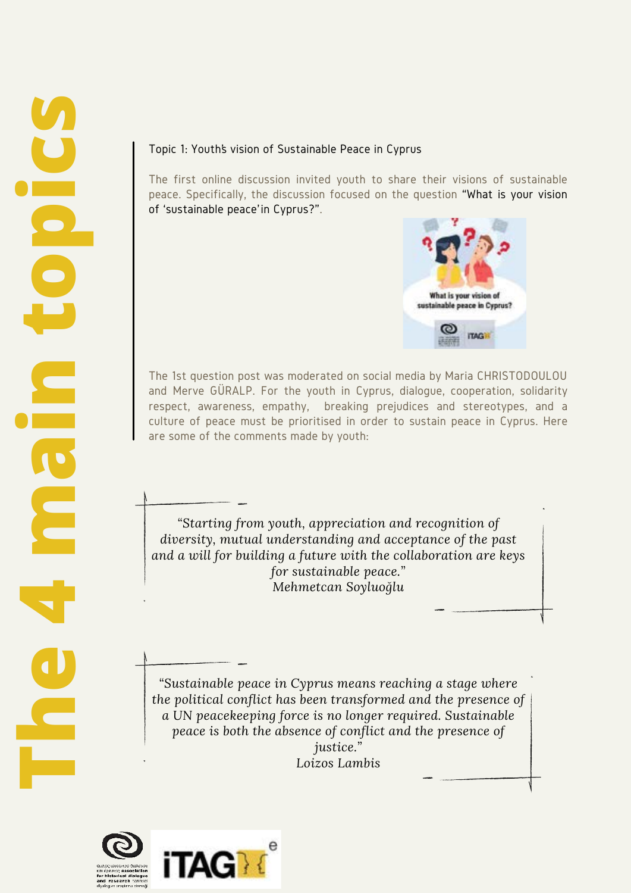# The 4 main topics

### Topic 1: Youth's vision of Sustainable Peace in Cyprus

The first online discussion invited youth to share their visions of sustainable peace. Specifically, the discussion focused on the question "What is your vision of 'sustainable peace'in Cyprus?".

The 1st question post was moderated on social media by Maria CHRISTODOULOU and Merve GÜRALP. For the youth in Cyprus, dialogue, cooperation, solidarity respect, awareness, empathy, breaking prejudices and stereotypes, and a culture of peace must be prioritised in order to sustain peace in Cyprus. Here are some of the comments made by youth:

> *"Starting from youth, appreciation and recognition of diversity, mutual understanding and acceptance of the past and a will for building a future with the collaboration are keys for sustainable peace."*
> *Mehmetcan Soyluoğlu*

> *"Sustainable peace in Cyprus means reaching a stage where the political conflict has been transformed and the presence of a UN peacekeeping force is no longer required. Sustainable peace is both the absence of conflict and the presence of justice."*
> *Loizos Lambis*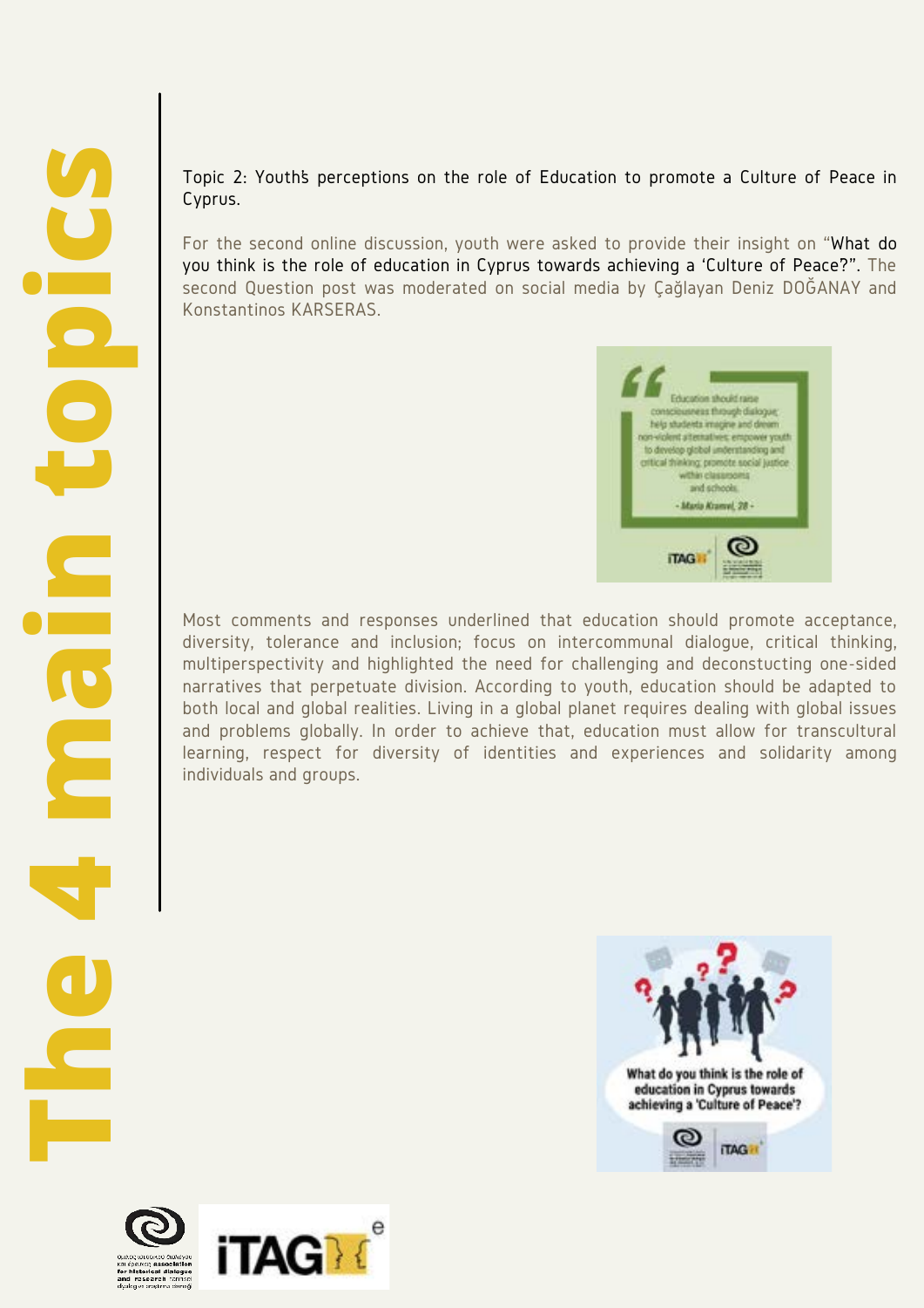# The 4 main topics

Topic 2: Youth's perceptions on the role of Education to promote a Culture of Peace in Cyprus.

For the second online discussion, youth were asked to provide their insight on "What do you think is the role of education in Cyprus towards achieving a 'Culture of Peace?". The second Question post was moderated on social media by Çağlayan Deniz DOĞANAY and Konstantinos KARSERAS.

Most comments and responses underlined that education should promote acceptance, diversity, tolerance and inclusion; focus on intercommunal dialogue, critical thinking, multiperspectivity and highlighted the need for challenging and deconstucting one-sided narratives that perpetuate division. According to youth, education should be adapted to both local and global realities. Living in a global planet requires dealing with global issues and problems globally. In order to achieve that, education must allow for transcultural learning, respect for diversity of identities and experiences and solidarity among individuals and groups.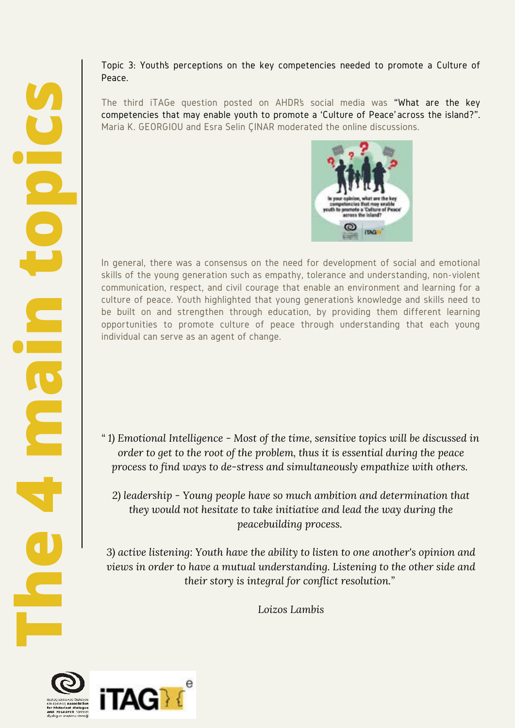# The 4 main topics

Topic 3: Youths̓ perceptions on the key competencies needed to promote a Culture of Peace.

The third iTAGe question posted on AHDR̓s social media was "What are the key competencies that may enable youth to promote a 'Culture of Peace' across the island?". Maria K. GEORGIOU and Esra Selin ÇINAR moderated the online discussions.

In general, there was a consensus on the need for development of social and emotional skills of the young generation such as empathy, tolerance and understanding, non-violent communication, respect, and civil courage that enable an environment and learning for a culture of peace. Youth highlighted that young generations̓ knowledge and skills need to be built on and strengthen through education, by providing them different learning opportunities to promote culture of peace through understanding that each young individual can serve as an agent of change.

*" 1) Emotional Intelligence - Most of the time, sensitive topics will be discussed in order to get to the root of the problem, thus it is essential during the peace process to find ways to de-stress and simultaneously empathize with others.*

*2) leadership - Young people have so much ambition and determination that they would not hesitate to take initiative and lead the way during the peacebuilding process.*

*3) active listening: Youth have the ability to listen to one another's opinion and views in order to have a mutual understanding. Listening to the other side and their story is integral for conflict resolution."*

*Loizos Lambis*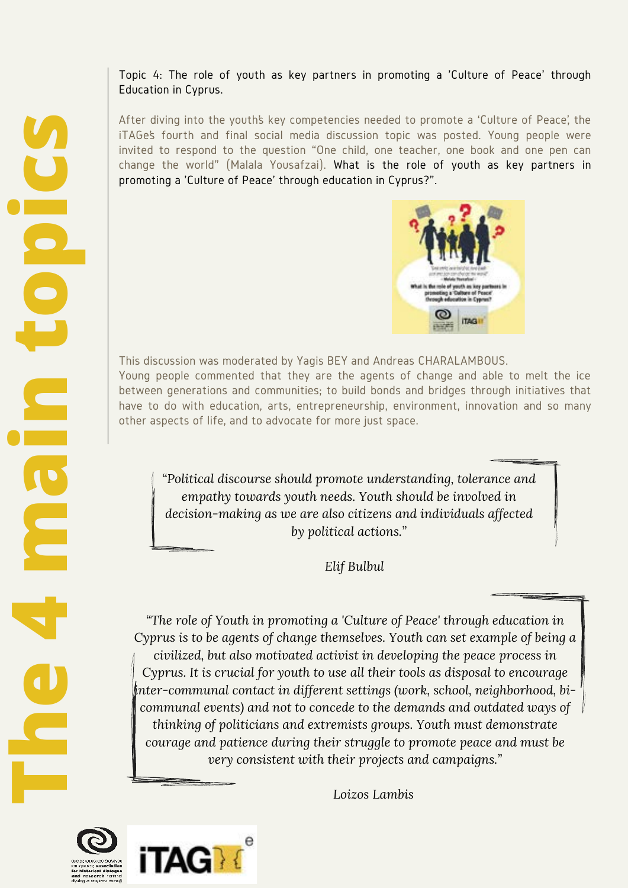# The 4 main topics

Topic 4: The role of youth as key partners in promoting a 'Culture of Peace' through Education in Cyprus.

After diving into the youth's key competencies needed to promote a 'Culture of Peace', the iTAGe's fourth and final social media discussion topic was posted. Young people were invited to respond to the question "One child, one teacher, one book and one pen can change the world" (Malala Yousafzai). What is the role of youth as key partners in promoting a 'Culture of Peace' through education in Cyprus?".

This discussion was moderated by Yagis BEY and Andreas CHARALAMBOUS.
Young people commented that they are the agents of change and able to melt the ice between generations and communities; to build bonds and bridges through initiatives that have to do with education, arts, entrepreneurship, environment, innovation and so many other aspects of life, and to advocate for more just space.

> *"Political discourse should promote understanding, tolerance and empathy towards youth needs. Youth should be involved in decision-making as we are also citizens and individuals affected by political actions."*
>
> *Elif Bulbul*

> *"The role of Youth in promoting a 'Culture of Peace' through education in Cyprus is to be agents of change themselves. Youth can set example of being a civilized, but also motivated activist in developing the peace process in Cyprus. It is crucial for youth to use all their tools as disposal to encourage inter-communal contact in different settings (work, school, neighborhood, bi-communal events) and not to concede to the demands and outdated ways of thinking of politicians and extremists groups. Youth must demonstrate courage and patience during their struggle to promote peace and must be very consistent with their projects and campaigns."*
>
> *Loizos Lambis*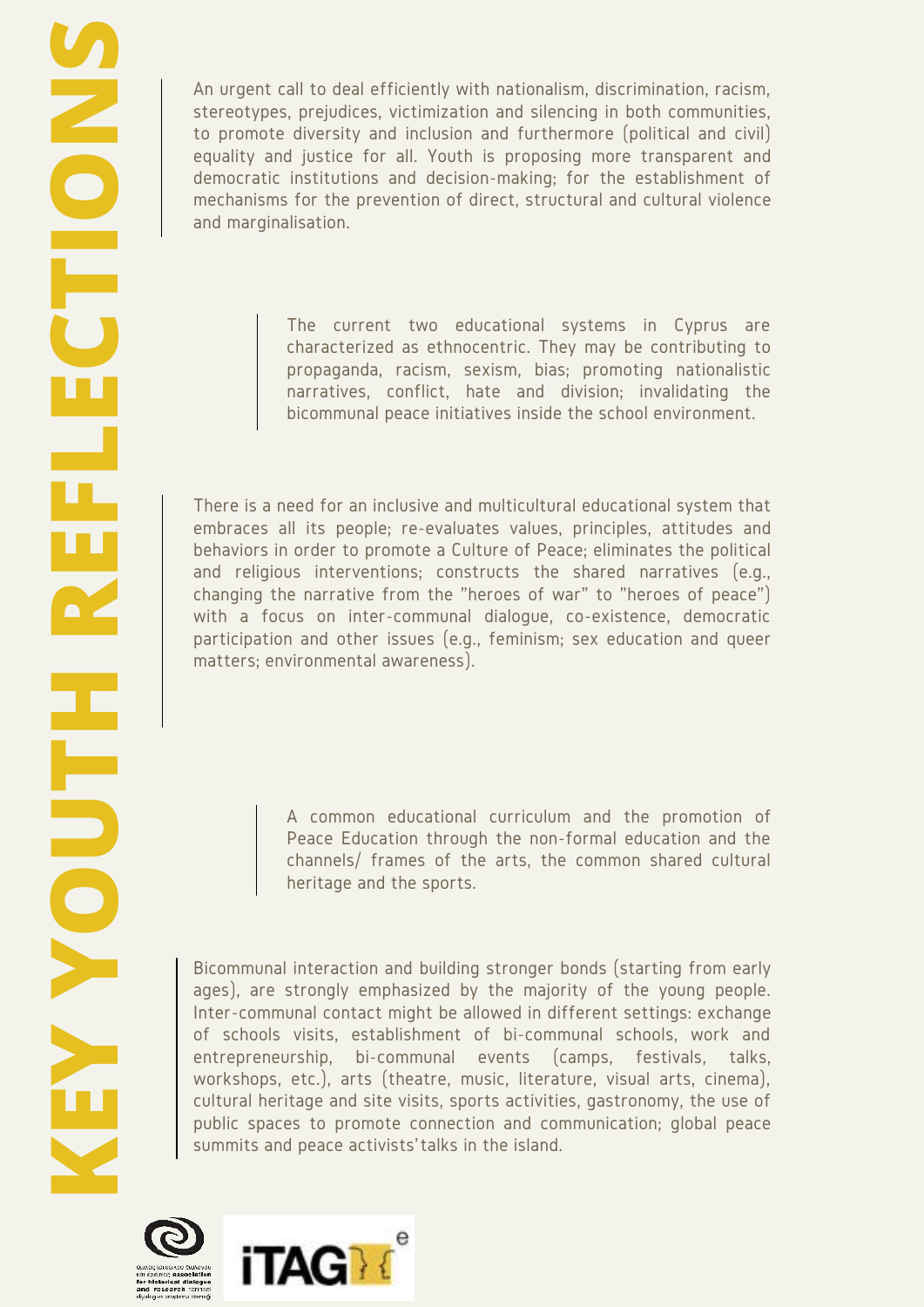# KEY YOUTH REFLECTIONS

An urgent call to deal efficiently with nationalism, discrimination, racism, stereotypes, prejudices, victimization and silencing in both communities, to promote diversity and inclusion and furthermore (political and civil) equality and justice for all. Youth is proposing more transparent and democratic institutions and decision-making; for the establishment of mechanisms for the prevention of direct, structural and cultural violence and marginalisation.

The current two educational systems in Cyprus are characterized as ethnocentric. They may be contributing to propaganda, racism, sexism, bias; promoting nationalistic narratives, conflict, hate and division; invalidating the bicommunal peace initiatives inside the school environment.

There is a need for an inclusive and multicultural educational system that embraces all its people; re-evaluates values, principles, attitudes and behaviors in order to promote a Culture of Peace; eliminates the political and religious interventions; constructs the shared narratives (e.g., changing the narrative from the "heroes of war" to "heroes of peace") with a focus on inter-communal dialogue, co-existence, democratic participation and other issues (e.g., feminism; sex education and queer matters; environmental awareness).

A common educational curriculum and the promotion of Peace Education through the non-formal education and the channels/ frames of the arts, the common shared cultural heritage and the sports.

Bicommunal interaction and building stronger bonds (starting from early ages), are strongly emphasized by the majority of the young people. Inter-communal contact might be allowed in different settings: exchange of schools visits, establishment of bi-communal schools, work and entrepreneurship, bi-communal events (camps, festivals, talks, workshops, etc.), arts (theatre, music, literature, visual arts, cinema), cultural heritage and site visits, sports activities, gastronomy, the use of public spaces to promote connection and communication; global peace summits and peace activists' talks in the island.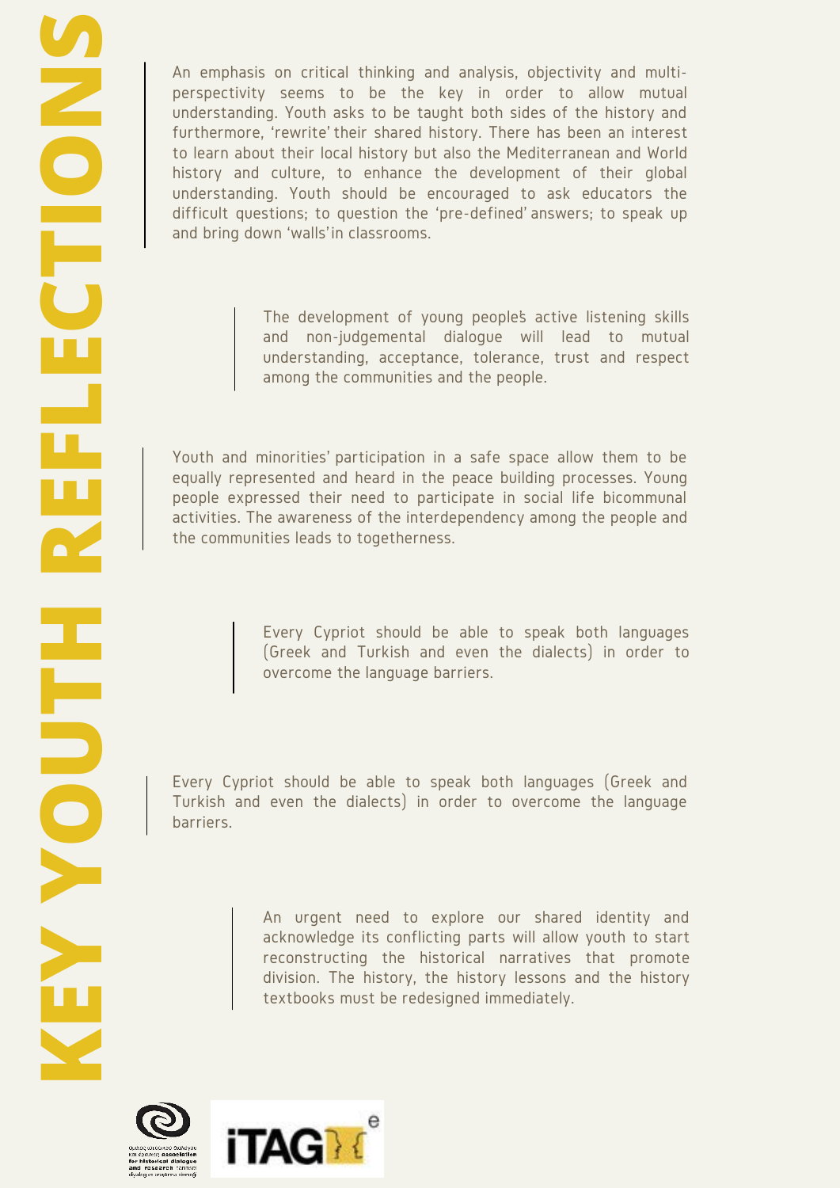# KEY YOUTH REFLECTIONS

An emphasis on critical thinking and analysis, objectivity and multi-perspectivity seems to be the key in order to allow mutual understanding. Youth asks to be taught both sides of the history and furthermore, 'rewrite' their shared history. There has been an interest to learn about their local history but also the Mediterranean and World history and culture, to enhance the development of their global understanding. Youth should be encouraged to ask educators the difficult questions; to question the 'pre-defined' answers; to speak up and bring down 'walls' in classrooms.

The development of young people's active listening skills and non-judgemental dialogue will lead to mutual understanding, acceptance, tolerance, trust and respect among the communities and the people.

Youth and minorities' participation in a safe space allow them to be equally represented and heard in the peace building processes. Young people expressed their need to participate in social life bicommunal activities. The awareness of the interdependency among the people and the communities leads to togetherness.

Every Cypriot should be able to speak both languages (Greek and Turkish and even the dialects) in order to overcome the language barriers.

Every Cypriot should be able to speak both languages (Greek and Turkish and even the dialects) in order to overcome the language barriers.

An urgent need to explore our shared identity and acknowledge its conflicting parts will allow youth to start reconstructing the historical narratives that promote division. The history, the history lessons and the history textbooks must be redesigned immediately.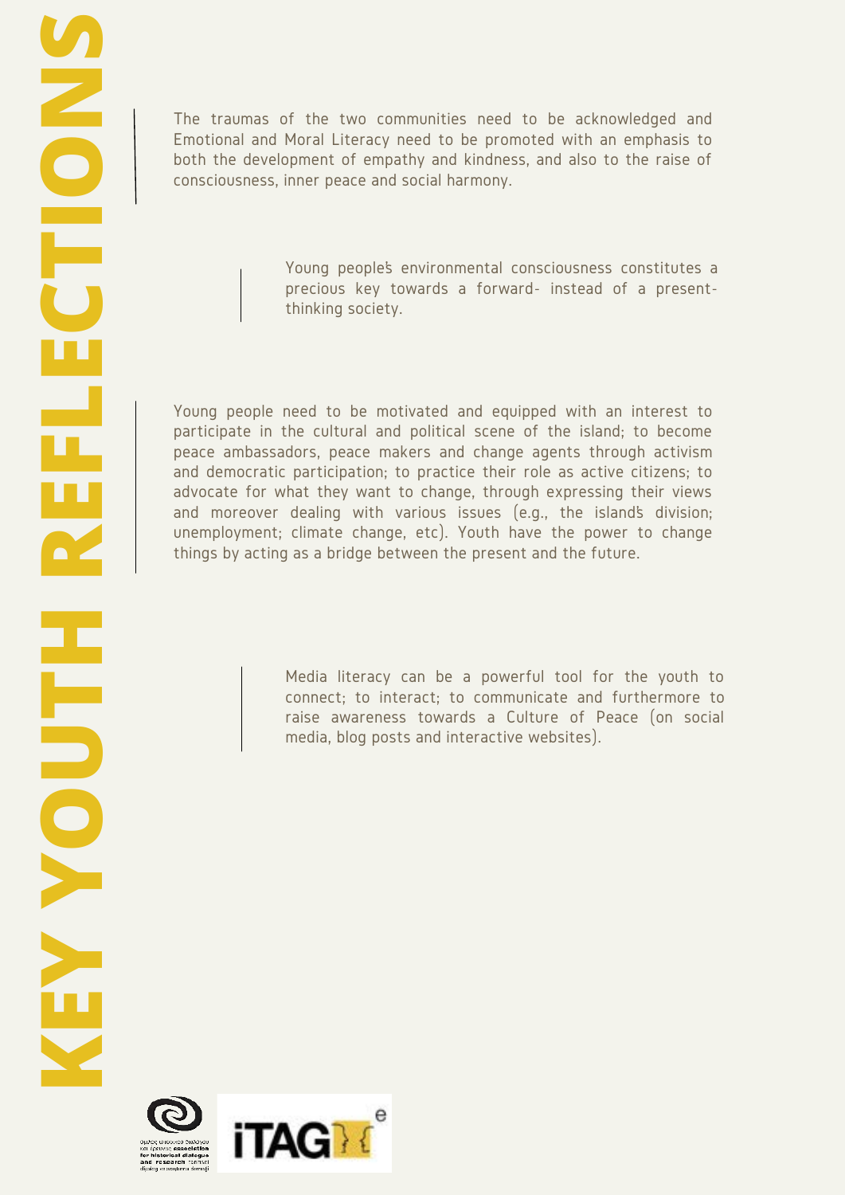# KEY YOUTH REFLECTIONS

The traumas of the two communities need to be acknowledged and Emotional and Moral Literacy need to be promoted with an emphasis to both the development of empathy and kindness, and also to the raise of consciousness, inner peace and social harmony.

Young people's environmental consciousness constitutes a precious key towards a forward- instead of a present-thinking society.

Young people need to be motivated and equipped with an interest to participate in the cultural and political scene of the island; to become peace ambassadors, peace makers and change agents through activism and democratic participation; to practice their role as active citizens; to advocate for what they want to change, through expressing their views and moreover dealing with various issues (e.g., the island's division; unemployment; climate change, etc). Youth have the power to change things by acting as a bridge between the present and the future.

Media literacy can be a powerful tool for the youth to connect; to interact; to communicate and furthermore to raise awareness towards a Culture of Peace (on social media, blog posts and interactive websites).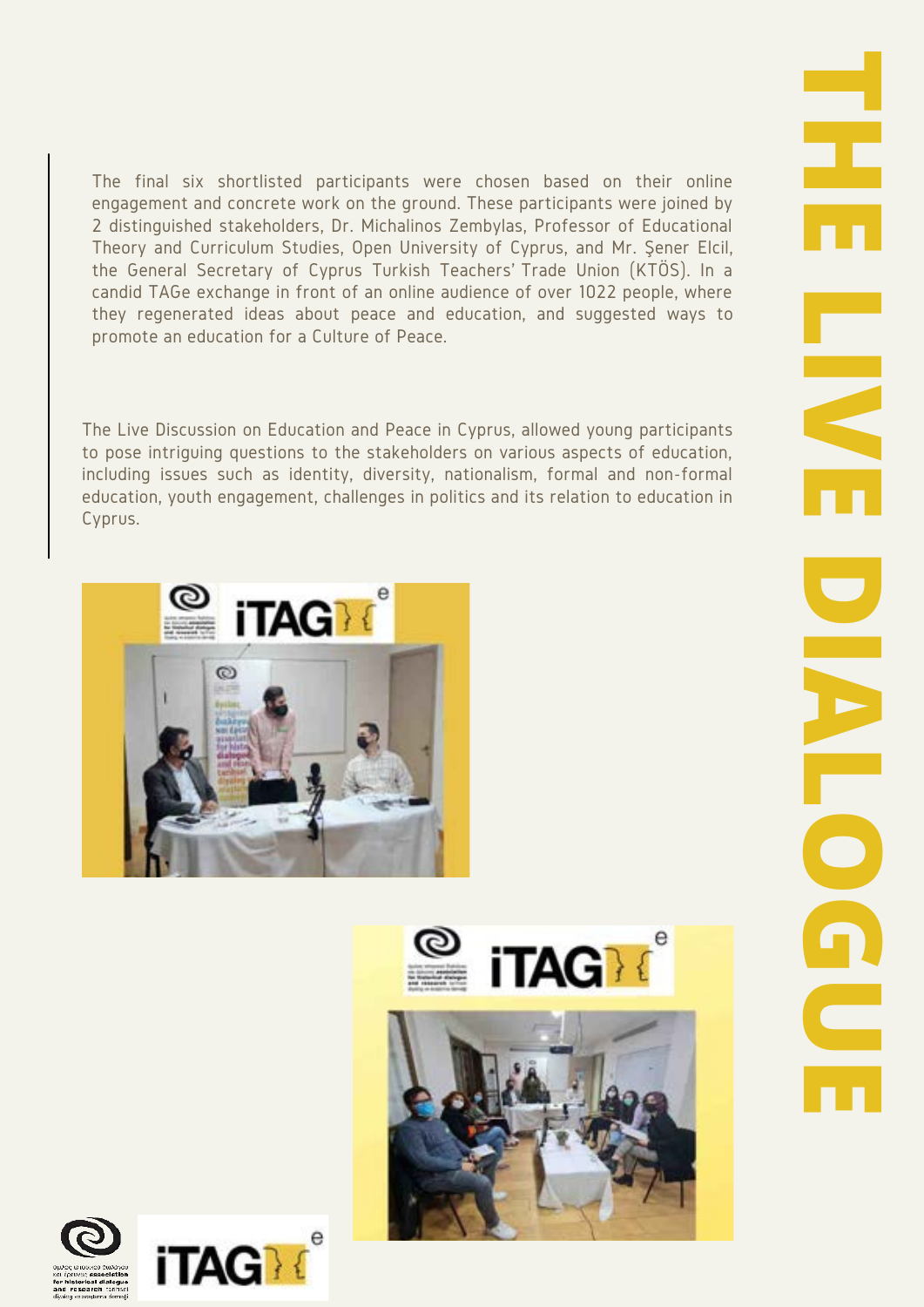# THE LIVE DIALOGUE

The final six shortlisted participants were chosen based on their online engagement and concrete work on the ground. These participants were joined by 2 distinguished stakeholders, Dr. Michalinos Zembylas, Professor of Educational Theory and Curriculum Studies, Open University of Cyprus, and Mr. Şener Elcil, the General Secretary of Cyprus Turkish Teachers' Trade Union (KTÖS). In a candid TAGe exchange in front of an online audience of over 1022 people, where they regenerated ideas about peace and education, and suggested ways to promote an education for a Culture of Peace.

The Live Discussion on Education and Peace in Cyprus, allowed young participants to pose intriguing questions to the stakeholders on various aspects of education, including issues such as identity, diversity, nationalism, formal and non-formal education, youth engagement, challenges in politics and its relation to education in Cyprus.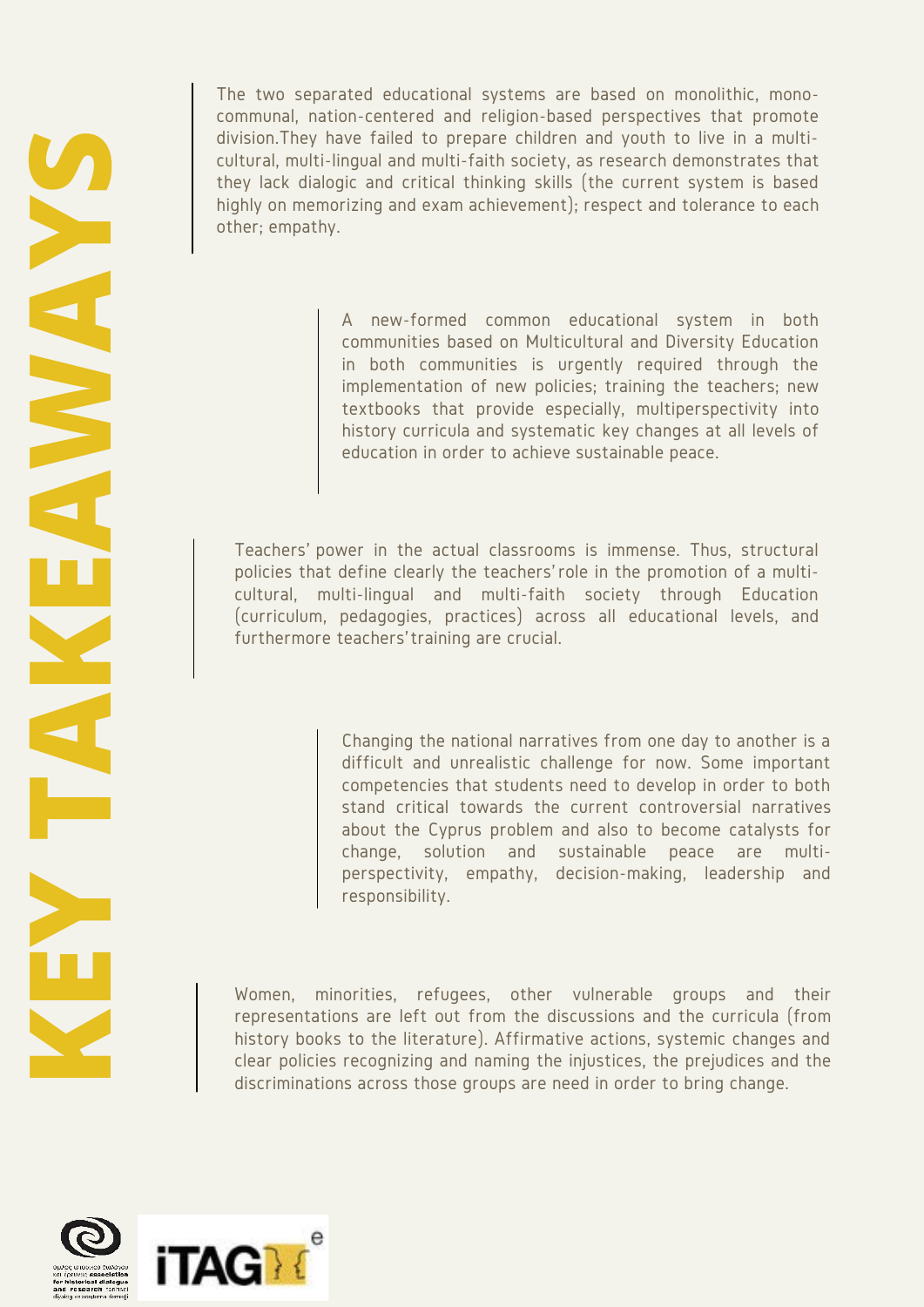# KEY TAKEAWAYS

The two separated educational systems are based on monolithic, mono-communal, nation-centered and religion-based perspectives that promote division.They have failed to prepare children and youth to live in a multi-cultural, multi-lingual and multi-faith society, as research demonstrates that they lack dialogic and critical thinking skills (the current system is based highly on memorizing and exam achievement); respect and tolerance to each other; empathy.

A new-formed common educational system in both communities based on Multicultural and Diversity Education in both communities is urgently required through the implementation of new policies; training the teachers; new textbooks that provide especially, multiperspectivity into history curricula and systematic key changes at all levels of education in order to achieve sustainable peace.

Teachers' power in the actual classrooms is immense. Thus, structural policies that define clearly the teachers' role in the promotion of a multi-cultural, multi-lingual and multi-faith society through Education (curriculum, pedagogies, practices) across all educational levels, and furthermore teachers' training are crucial.

Changing the national narratives from one day to another is a difficult and unrealistic challenge for now. Some important competencies that students need to develop in order to both stand critical towards the current controversial narratives about the Cyprus problem and also to become catalysts for change, solution and sustainable peace are multi-perspectivity, empathy, decision-making, leadership and responsibility.

Women, minorities, refugees, other vulnerable groups and their representations are left out from the discussions and the curricula (from history books to the literature). Affirmative actions, systemic changes and clear policies recognizing and naming the injustices, the prejudices and the discriminations across those groups are need in order to bring change.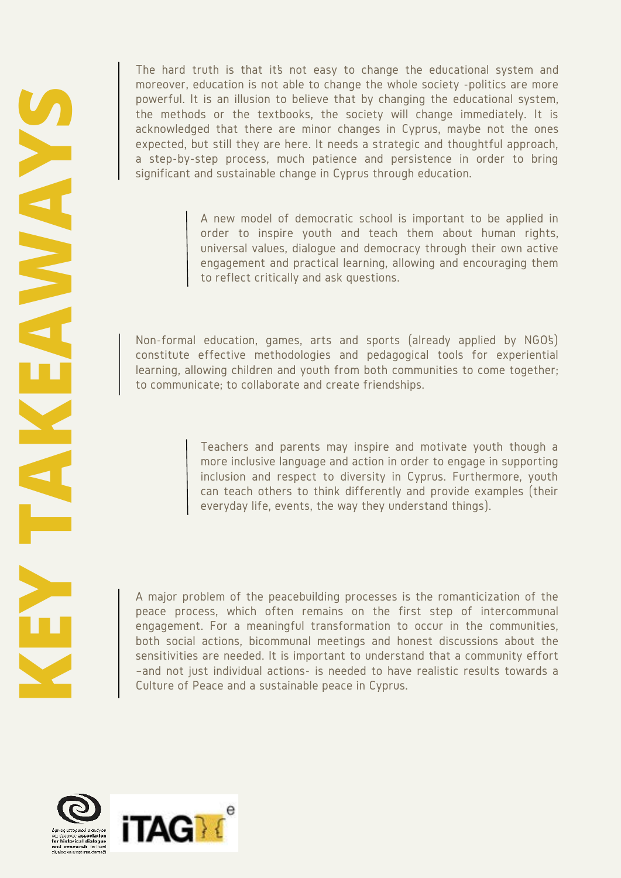# KEY TAKEAWAYS

The hard truth is that it's not easy to change the educational system and moreover, education is not able to change the whole society -politics are more powerful. It is an illusion to believe that by changing the educational system, the methods or the textbooks, the society will change immediately. It is acknowledged that there are minor changes in Cyprus, maybe not the ones expected, but still they are here. It needs a strategic and thoughtful approach, a step-by-step process, much patience and persistence in order to bring significant and sustainable change in Cyprus through education.

A new model of democratic school is important to be applied in order to inspire youth and teach them about human rights, universal values, dialogue and democracy through their own active engagement and practical learning, allowing and encouraging them to reflect critically and ask questions.

Non-formal education, games, arts and sports (already applied by NGO's) constitute effective methodologies and pedagogical tools for experiential learning, allowing children and youth from both communities to come together; to communicate; to collaborate and create friendships.

Teachers and parents may inspire and motivate youth though a more inclusive language and action in order to engage in supporting inclusion and respect to diversity in Cyprus. Furthermore, youth can teach others to think differently and provide examples (their everyday life, events, the way they understand things).

A major problem of the peacebuilding processes is the romanticization of the peace process, which often remains on the first step of intercommunal engagement. For a meaningful transformation to occur in the communities, both social actions, bicommunal meetings and honest discussions about the sensitivities are needed. It is important to understand that a community effort -and not just individual actions- is needed to have realistic results towards a Culture of Peace and a sustainable peace in Cyprus.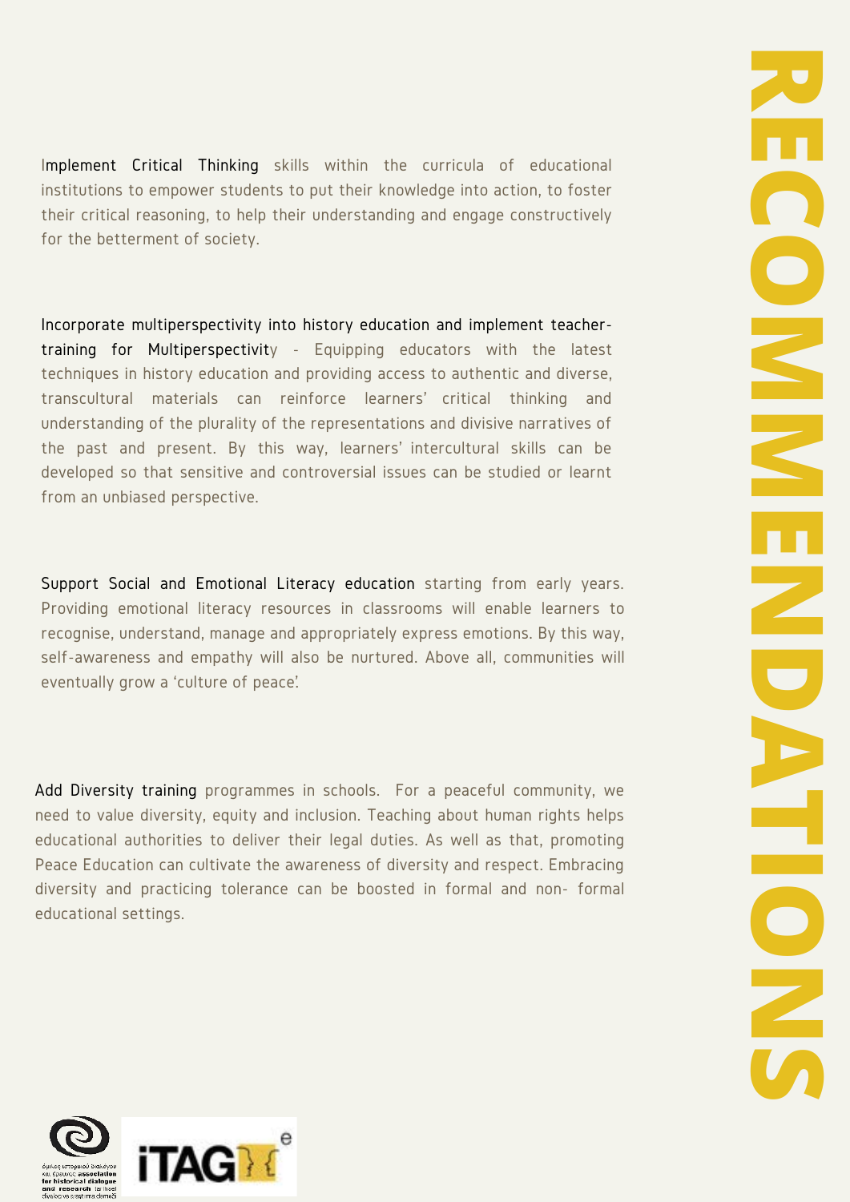# RECOMMENDATIONS

**Implement Critical Thinking** skills within the curricula of educational institutions to empower students to put their knowledge into action, to foster their critical reasoning, to help their understanding and engage constructively for the betterment of society.

**Incorporate multiperspectivity into history education and implement teacher-training for Multiperspectivity** - Equipping educators with the latest techniques in history education and providing access to authentic and diverse, transcultural materials can reinforce learners' critical thinking and understanding of the plurality of the representations and divisive narratives of the past and present. By this way, learners' intercultural skills can be developed so that sensitive and controversial issues can be studied or learnt from an unbiased perspective.

**Support Social and Emotional Literacy education** starting from early years. Providing emotional literacy resources in classrooms will enable learners to recognise, understand, manage and appropriately express emotions. By this way, self-awareness and empathy will also be nurtured. Above all, communities will eventually grow a 'culture of peace'.

**Add Diversity training** programmes in schools. For a peaceful community, we need to value diversity, equity and inclusion. Teaching about human rights helps educational authorities to deliver their legal duties. As well as that, promoting Peace Education can cultivate the awareness of diversity and respect. Embracing diversity and practicing tolerance can be boosted in formal and non- formal educational settings.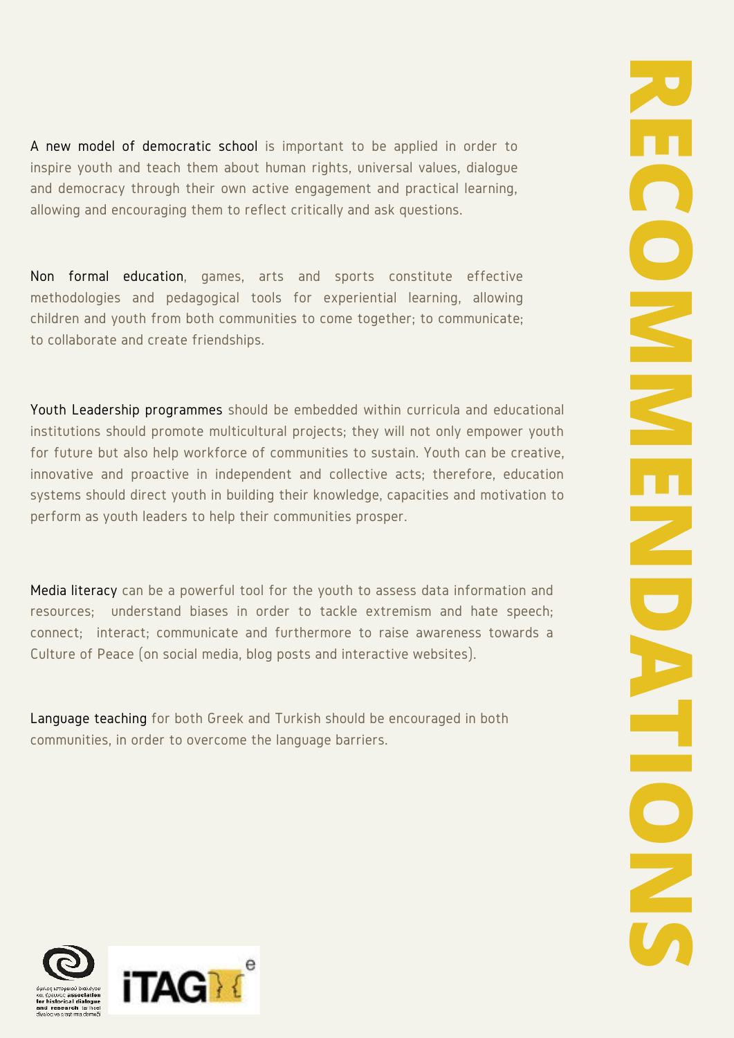# RECOMMENDATIONS

A new model of democratic school is important to be applied in order to inspire youth and teach them about human rights, universal values, dialogue and democracy through their own active engagement and practical learning, allowing and encouraging them to reflect critically and ask questions.

Non formal education, games, arts and sports constitute effective methodologies and pedagogical tools for experiential learning, allowing children and youth from both communities to come together; to communicate; to collaborate and create friendships.

Youth Leadership programmes should be embedded within curricula and educational institutions should promote multicultural projects; they will not only empower youth for future but also help workforce of communities to sustain. Youth can be creative, innovative and proactive in independent and collective acts; therefore, education systems should direct youth in building their knowledge, capacities and motivation to perform as youth leaders to help their communities prosper.

Media literacy can be a powerful tool for the youth to assess data information and resources; understand biases in order to tackle extremism and hate speech; connect; interact; communicate and furthermore to raise awareness towards a Culture of Peace (on social media, blog posts and interactive websites).

Language teaching for both Greek and Turkish should be encouraged in both communities, in order to overcome the language barriers.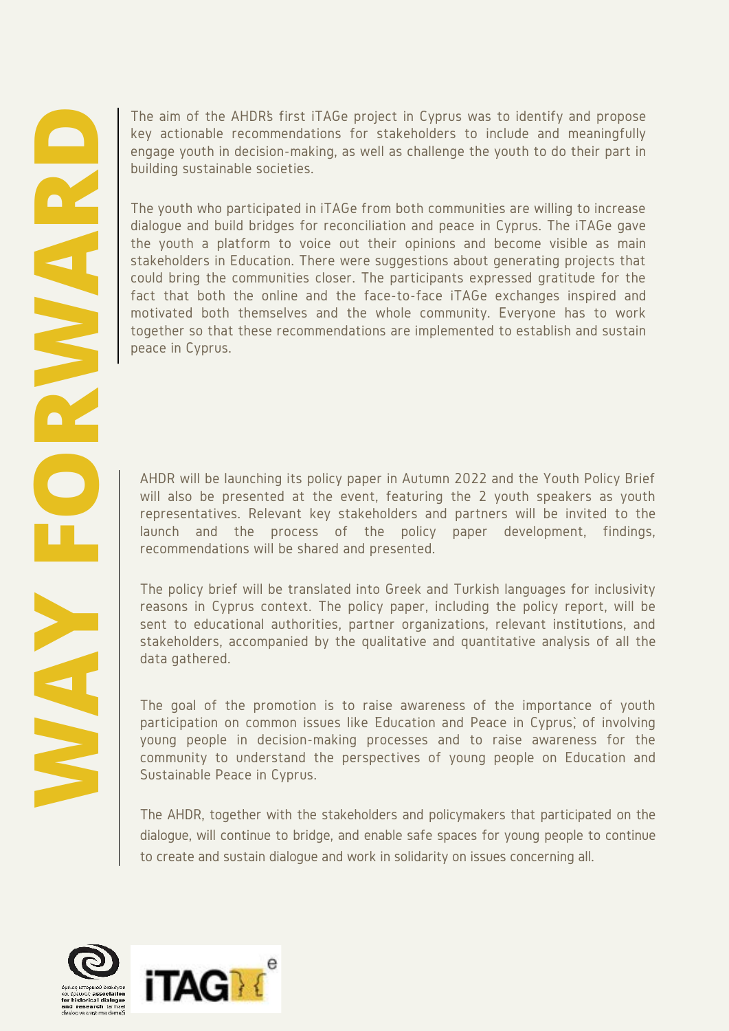# WAY FORWARD

The aim of the AHDR's first iTAGe project in Cyprus was to identify and propose key actionable recommendations for stakeholders to include and meaningfully engage youth in decision-making, as well as challenge the youth to do their part in building sustainable societies.

The youth who participated in iTAGe from both communities are willing to increase dialogue and build bridges for reconciliation and peace in Cyprus. The iTAGe gave the youth a platform to voice out their opinions and become visible as main stakeholders in Education. There were suggestions about generating projects that could bring the communities closer. The participants expressed gratitude for the fact that both the online and the face-to-face iTAGe exchanges inspired and motivated both themselves and the whole community. Everyone has to work together so that these recommendations are implemented to establish and sustain peace in Cyprus.

AHDR will be launching its policy paper in Autumn 2022 and the Youth Policy Brief will also be presented at the event, featuring the 2 youth speakers as youth representatives. Relevant key stakeholders and partners will be invited to the launch and the process of the policy paper development, findings, recommendations will be shared and presented.

The policy brief will be translated into Greek and Turkish languages for inclusivity reasons in Cyprus context. The policy paper, including the policy report, will be sent to educational authorities, partner organizations, relevant institutions, and stakeholders, accompanied by the qualitative and quantitative analysis of all the data gathered.

The goal of the promotion is to raise awareness of the importance of youth participation on common issues like Education and Peace in Cyprus, of involving young people in decision-making processes and to raise awareness for the community to understand the perspectives of young people on Education and Sustainable Peace in Cyprus.

The AHDR, together with the stakeholders and policymakers that participated on the dialogue, will continue to bridge, and enable safe spaces for young people to continue to create and sustain dialogue and work in solidarity on issues concerning all.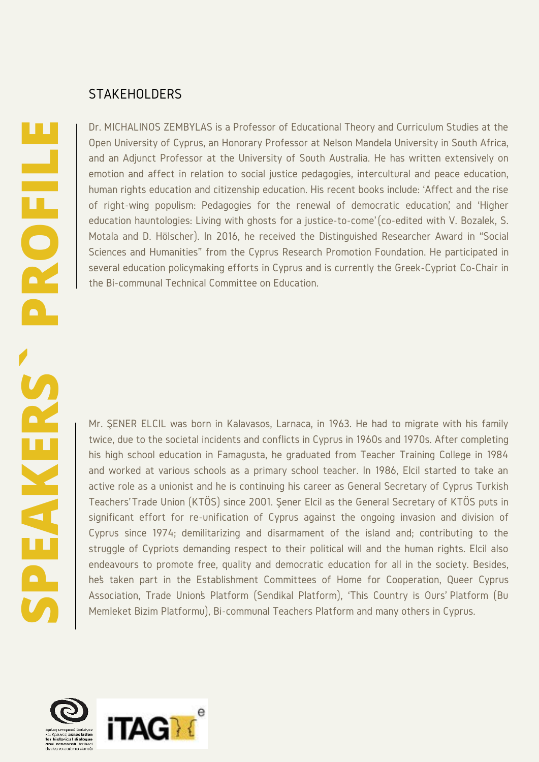# SPEAKERS´ PROFILE

## STAKEHOLDERS

Dr. MICHALINOS ZEMBYLAS is a Professor of Educational Theory and Curriculum Studies at the Open University of Cyprus, an Honorary Professor at Nelson Mandela University in South Africa, and an Adjunct Professor at the University of South Australia. He has written extensively on emotion and affect in relation to social justice pedagogies, intercultural and peace education, human rights education and citizenship education. His recent books include: 'Affect and the rise of right-wing populism: Pedagogies for the renewal of democratic education', and 'Higher education hauntologies: Living with ghosts for a justice-to-come' (co-edited with V. Bozalek, S. Motala and D. Hölscher). In 2016, he received the Distinguished Researcher Award in "Social Sciences and Humanities" from the Cyprus Research Promotion Foundation. He participated in several education policymaking efforts in Cyprus and is currently the Greek-Cypriot Co-Chair in the Bi-communal Technical Committee on Education.

Mr. ŞENER ELCIL was born in Kalavasos, Larnaca, in 1963. He had to migrate with his family twice, due to the societal incidents and conflicts in Cyprus in 1960s and 1970s. After completing his high school education in Famagusta, he graduated from Teacher Training College in 1984 and worked at various schools as a primary school teacher. In 1986, Elcil started to take an active role as a unionist and he is continuing his career as General Secretary of Cyprus Turkish Teachers' Trade Union (KTÖS) since 2001. Şener Elcil as the General Secretary of KTÖS puts in significant effort for re-unification of Cyprus against the ongoing invasion and division of Cyprus since 1974; demilitarizing and disarmament of the island and; contributing to the struggle of Cypriots demanding respect to their political will and the human rights. Elcil also endeavours to promote free, quality and democratic education for all in the society. Besides, he's taken part in the Establishment Committees of Home for Cooperation, Queer Cyprus Association, Trade Union's Platform (Sendikal Platform), 'This Country is Ours' Platform (Bu Memleket Bizim Platformu), Bi-communal Teachers Platform and many others in Cyprus.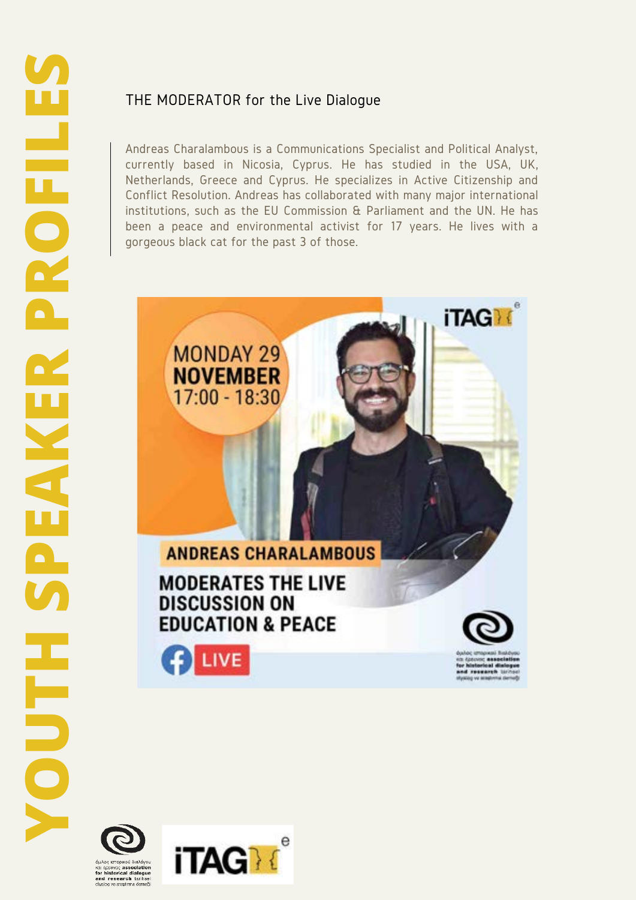# YOUTH SPEAKER PROFILES

## THE MODERATOR for the Live Dialogue

Andreas Charalambous is a Communications Specialist and Political Analyst, currently based in Nicosia, Cyprus. He has studied in the USA, UK, Netherlands, Greece and Cyprus. He specializes in Active Citizenship and Conflict Resolution. Andreas has collaborated with many major international institutions, such as the EU Commission & Parliament and the UN. He has been a peace and environmental activist for 17 years. He lives with a gorgeous black cat for the past 3 of those.

MONDAY 29 **NOVEMBER** 17:00 - 18:30

**ANDREAS CHARALAMBOUS**

**MODERATES THE LIVE DISCUSSION ON EDUCATION & PEACE**

LIVE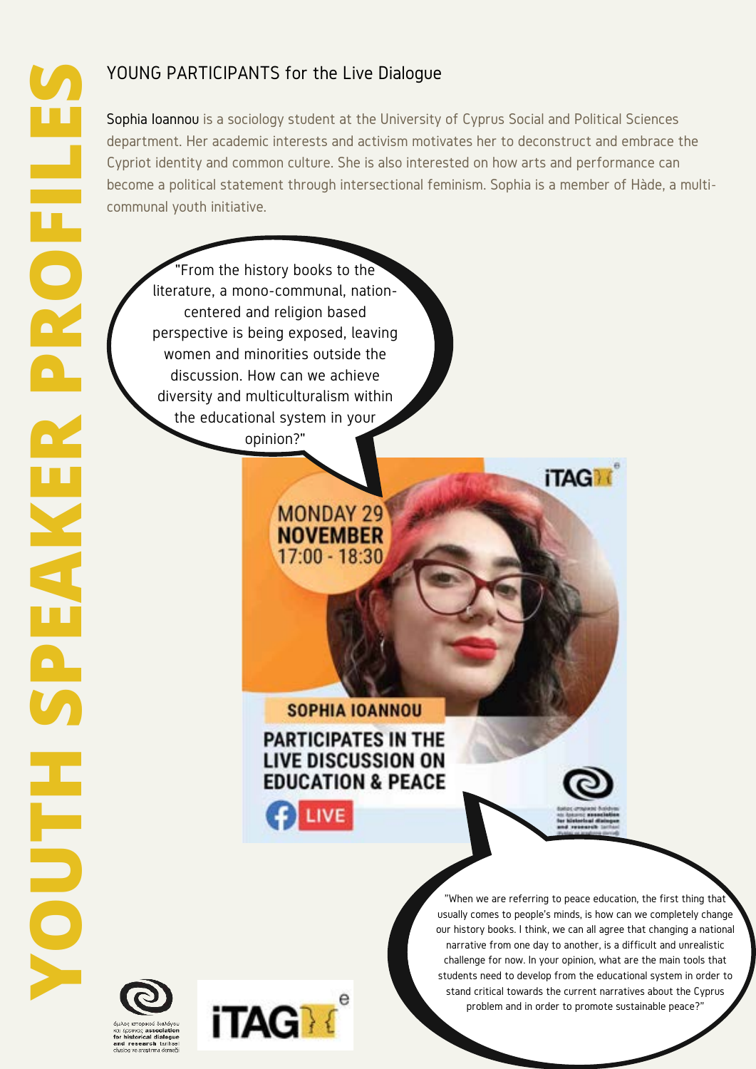# YOUTH SPEAKER PROFILES

## YOUNG PARTICIPANTS for the Live Dialogue

**Sophia Ioannou** is a sociology student at the University of Cyprus Social and Political Sciences department. Her academic interests and activism motivates her to deconstruct and embrace the Cypriot identity and common culture. She is also interested on how arts and performance can become a political statement through intersectional feminism. Sophia is a member of Hàde, a multi-communal youth initiative.

"From the history books to the literature, a mono-communal, nation-centered and religion based perspective is being exposed, leaving women and minorities outside the discussion. How can we achieve diversity and multiculturalism within the educational system in your opinion?"

MONDAY 29 NOVEMBER 17:00 - 18:30

SOPHIA IOANNOU

PARTICIPATES IN THE LIVE DISCUSSION ON EDUCATION & PEACE

LIVE

"When we are referring to peace education, the first thing that usually comes to people's minds, is how can we completely change our history books. I think, we can all agree that changing a national narrative from one day to another, is a difficult and unrealistic challenge for now. In your opinion, what are the main tools that students need to develop from the educational system in order to stand critical towards the current narratives about the Cyprus problem and in order to promote sustainable peace?"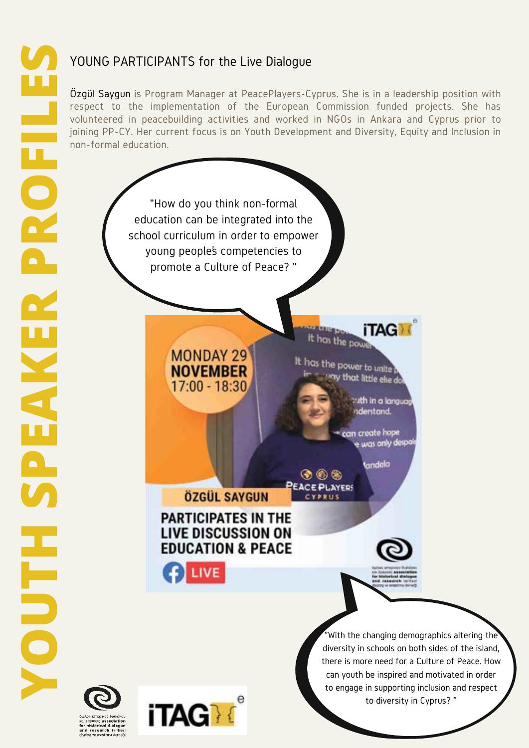# YOUTH SPEAKER PROFILES

## YOUNG PARTICIPANTS for the Live Dialogue

Özgül Saygun is Program Manager at PeacePlayers-Cyprus. She is in a leadership position with respect to the implementation of the European Commission funded projects. She has volunteered in peacebuilding activities and worked in NGOs in Ankara and Cyprus prior to joining PP-CY. Her current focus is on Youth Development and Diversity, Equity and Inclusion in non-formal education.

"How do you think non-formal education can be integrated into the school curriculum in order to empower young people's competencies to promote a Culture of Peace? "

MONDAY 29 **NOVEMBER** 17:00 - 18:30

**ÖZGÜL SAYGUN**

**PARTICIPATES IN THE LIVE DISCUSSION ON EDUCATION & PEACE**

LIVE

"With the changing demographics altering the diversity in schools on both sides of the island, there is more need for a Culture of Peace. How can youth be inspired and motivated in order to engage in supporting inclusion and respect to diversity in Cyprus? "

όμιλος ιστορικού διαλόγου και έρευνας association for historical dialogue and research tarihsel diyalog ve araştırma derneği

iTAG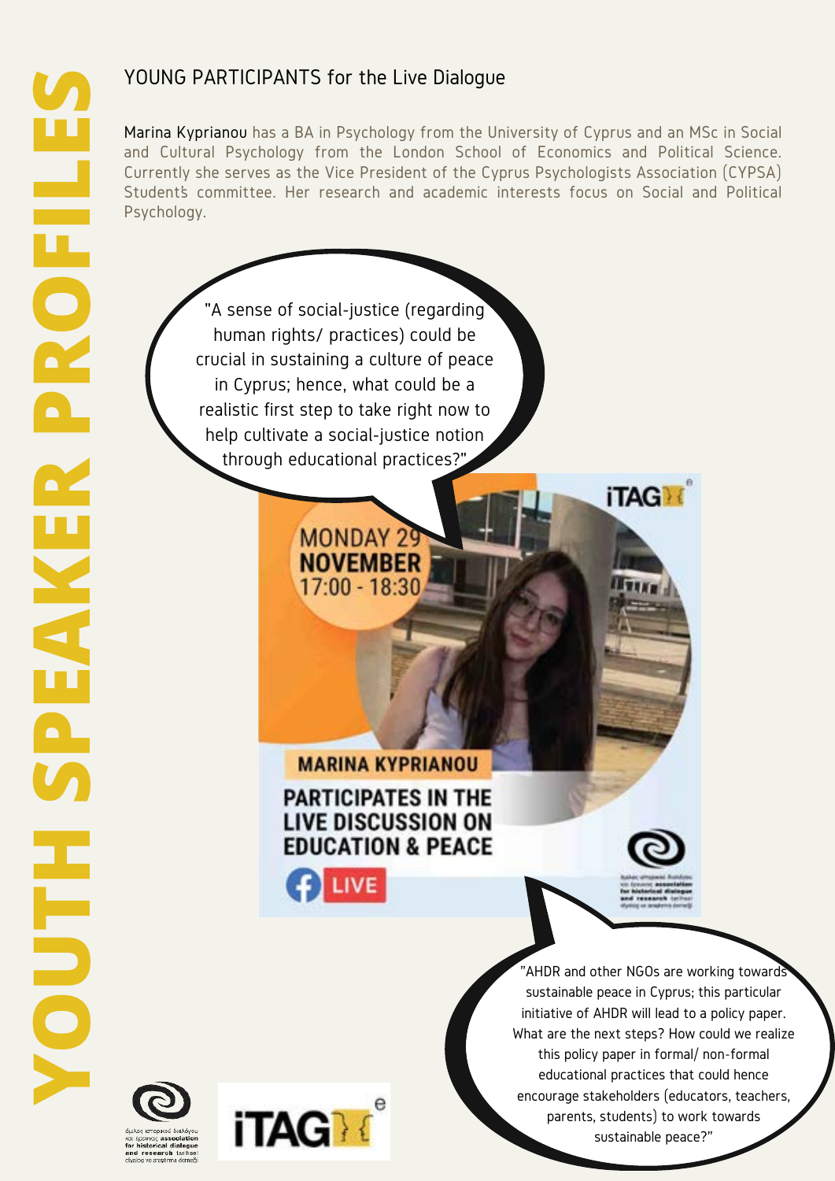# YOUTH SPEAKER PROFILES

## YOUNG PARTICIPANTS for the Live Dialogue

**Marina Kyprianou** has a BA in Psychology from the University of Cyprus and an MSc in Social and Cultural Psychology from the London School of Economics and Political Science. Currently she serves as the Vice President of the Cyprus Psychologists Association (CYPSA) Student's committee. Her research and academic interests focus on Social and Political Psychology.

"A sense of social-justice (regarding human rights/ practices) could be crucial in sustaining a culture of peace in Cyprus; hence, what could be a realistic first step to take right now to help cultivate a social-justice notion through educational practices?"

MONDAY 29 NOVEMBER 17:00 - 18:30

MARINA KYPRIANOU PARTICIPATES IN THE LIVE DISCUSSION ON EDUCATION & PEACE

LIVE

"AHDR and other NGOs are working towards sustainable peace in Cyprus; this particular initiative of AHDR will lead to a policy paper. What are the next steps? How could we realize this policy paper in formal/ non-formal educational practices that could hence encourage stakeholders (educators, teachers, parents, students) to work towards sustainable peace?"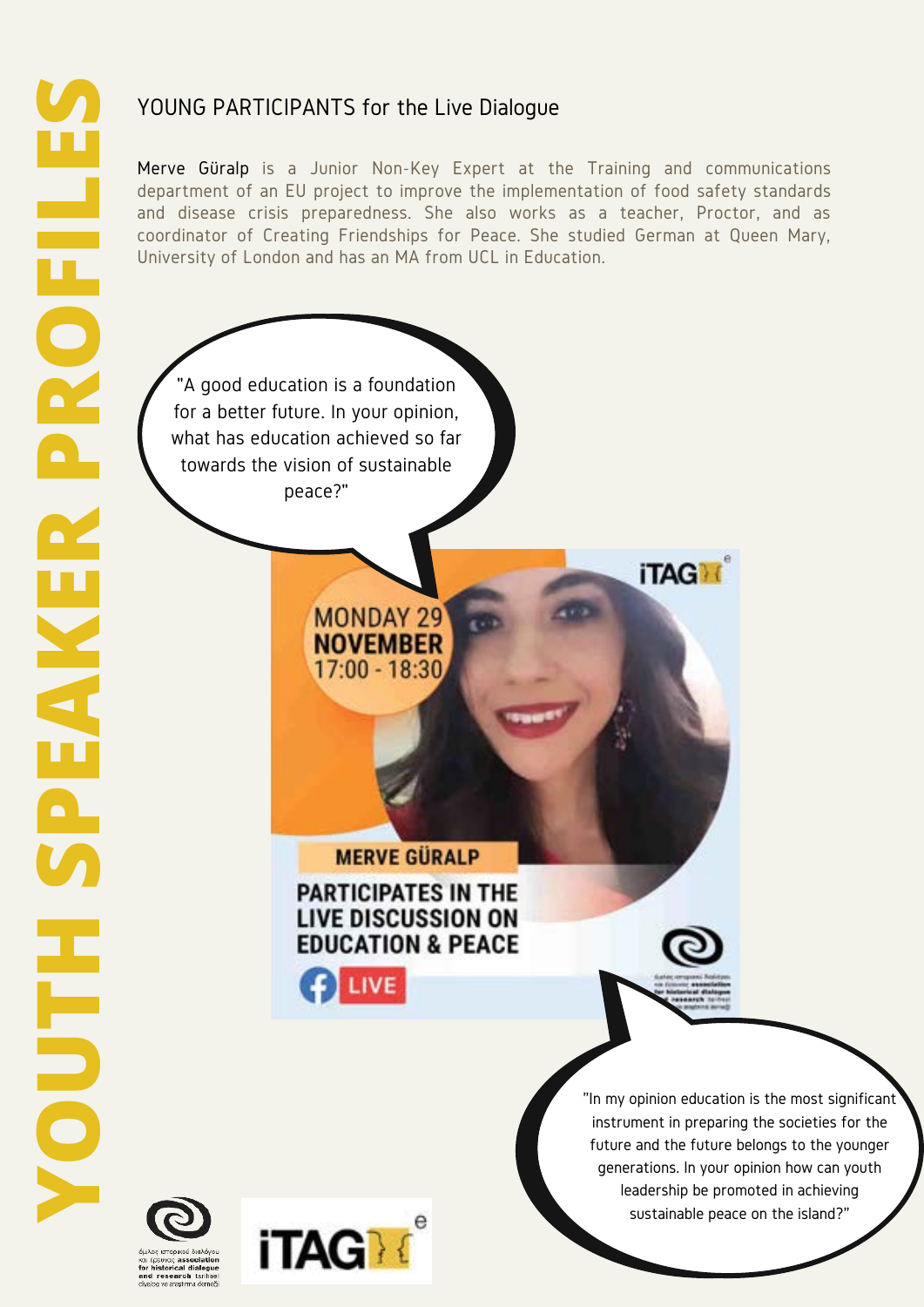# YOUTH SPEAKER PROFILES

## YOUNG PARTICIPANTS for the Live Dialogue

Merve Güralp is a Junior Non-Key Expert at the Training and communications department of an EU project to improve the implementation of food safety standards and disease crisis preparedness. She also works as a teacher, Proctor, and as coordinator of Creating Friendships for Peace. She studied German at Queen Mary, University of London and has an MA from UCL in Education.

"A good education is a foundation for a better future. In your opinion, what has education achieved so far towards the vision of sustainable peace?"

MONDAY 29 NOVEMBER 17:00 - 18:30

iTAG

MERVE GÜRALP

PARTICIPATES IN THE LIVE DISCUSSION ON EDUCATION & PEACE

LIVE

"In my opinion education is the most significant instrument in preparing the societies for the future and the future belongs to the younger generations. In your opinion how can youth leadership be promoted in achieving sustainable peace on the island?"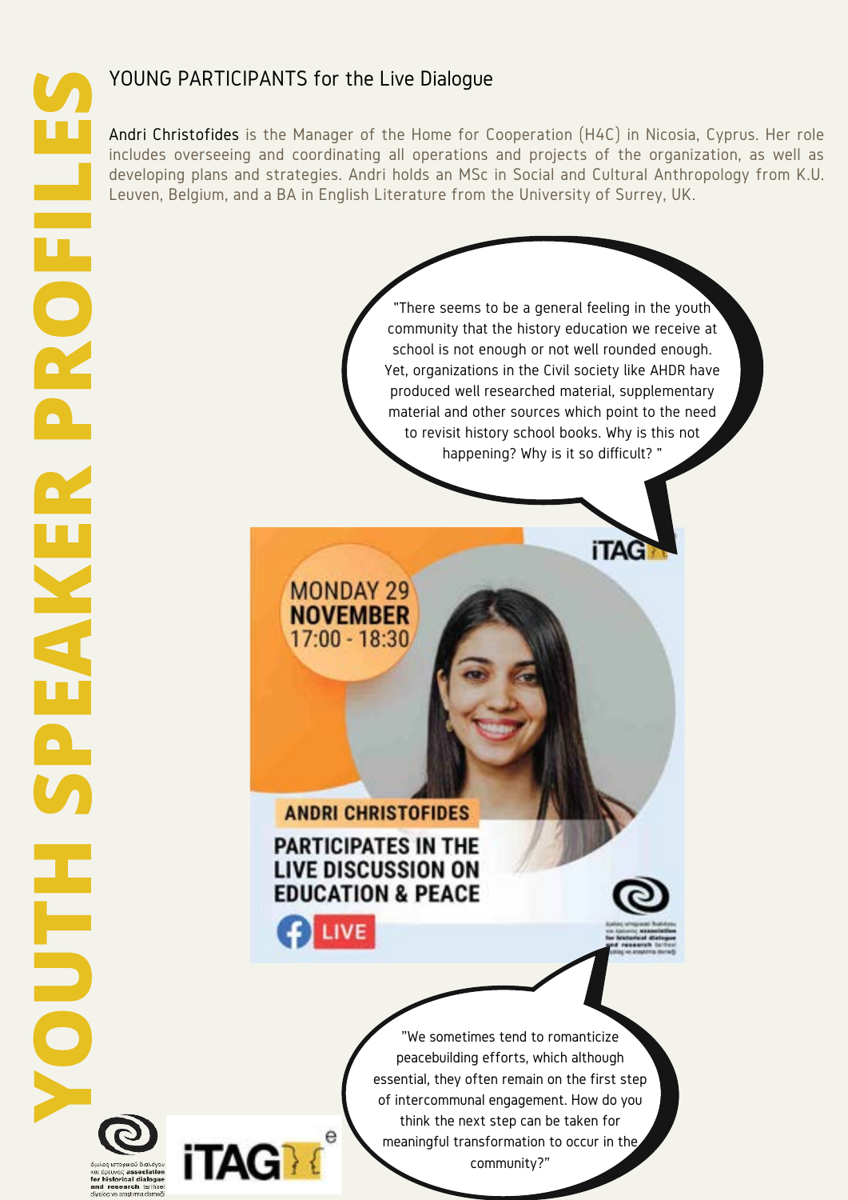# YOUTH SPEAKER PROFILES

## YOUNG PARTICIPANTS for the Live Dialogue

Andri Christofides is the Manager of the Home for Cooperation (H4C) in Nicosia, Cyprus. Her role includes overseeing and coordinating all operations and projects of the organization, as well as developing plans and strategies. Andri holds an MSc in Social and Cultural Anthropology from K.U. Leuven, Belgium, and a BA in English Literature from the University of Surrey, UK.

"There seems to be a general feeling in the youth community that the history education we receive at school is not enough or not well rounded enough. Yet, organizations in the Civil society like AHDR have produced well researched material, supplementary material and other sources which point to the need to revisit history school books. Why is this not happening? Why is it so difficult? "

MONDAY 29 NOVEMBER 17:00 - 18:30

ANDRI CHRISTOFIDES

PARTICIPATES IN THE LIVE DISCUSSION ON EDUCATION & PEACE

LIVE

"We sometimes tend to romanticize peacebuilding efforts, which although essential, they often remain on the first step of intercommunal engagement. How do you think the next step can be taken for meaningful transformation to occur in the community?"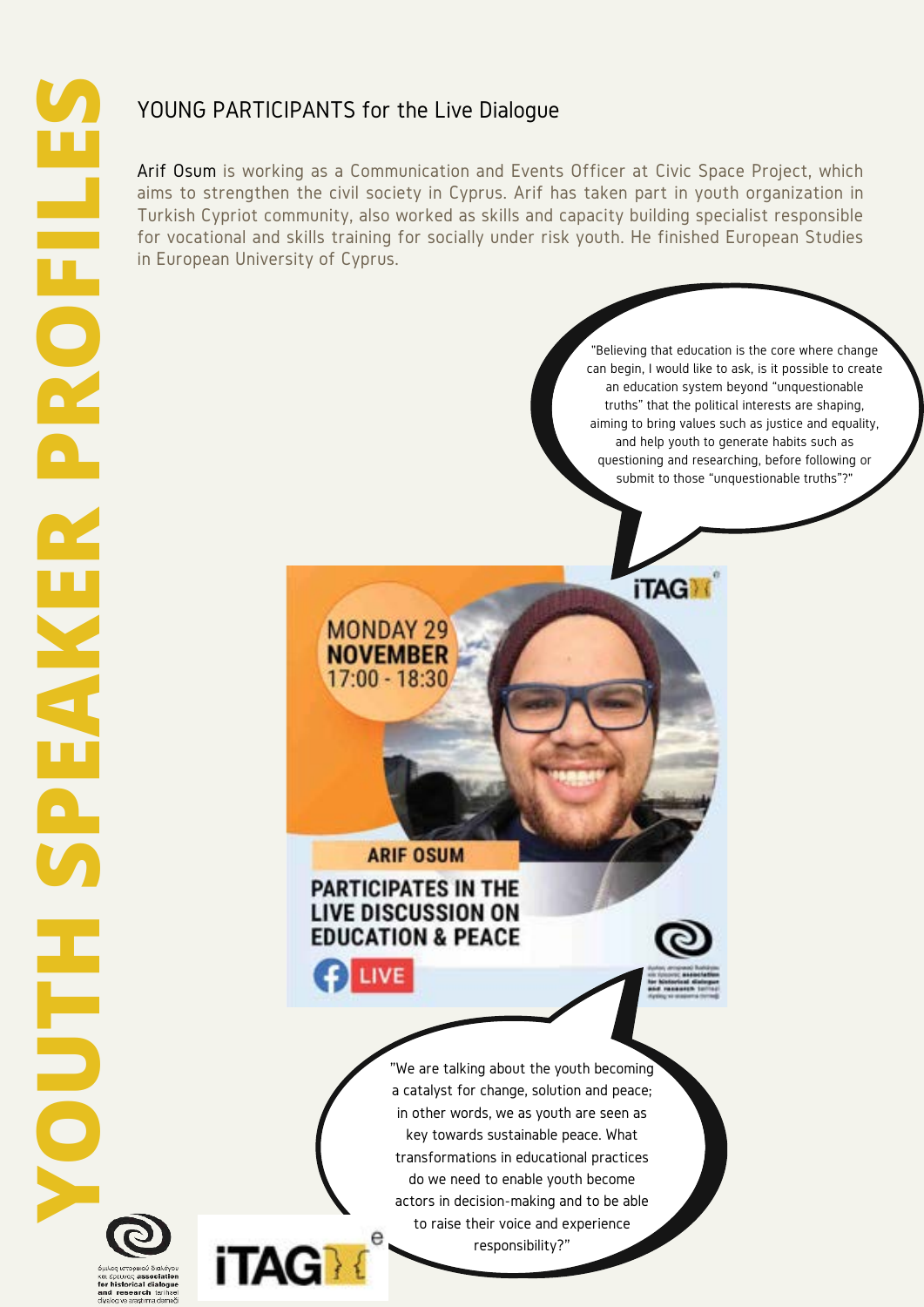# YOUTH SPEAKER PROFILES

## YOUNG PARTICIPANTS for the Live Dialogue

**Arif Osum** is working as a Communication and Events Officer at Civic Space Project, which aims to strengthen the civil society in Cyprus. Arif has taken part in youth organization in Turkish Cypriot community, also worked as skills and capacity building specialist responsible for vocational and skills training for socially under risk youth. He finished European Studies in European University of Cyprus.

"Believing that education is the core where change can begin, I would like to ask, is it possible to create an education system beyond "unquestionable truths" that the political interests are shaping, aiming to bring values such as justice and equality, and help youth to generate habits such as questioning and researching, before following or submit to those "unquestionable truths"?"

MONDAY 29 NOVEMBER 17:00 - 18:30

ARIF OSUM

PARTICIPATES IN THE LIVE DISCUSSION ON EDUCATION & PEACE

LIVE

"We are talking about the youth becoming a catalyst for change, solution and peace; in other words, we as youth are seen as key towards sustainable peace. What transformations in educational practices do we need to enable youth become actors in decision-making and to be able to raise their voice and experience responsibility?"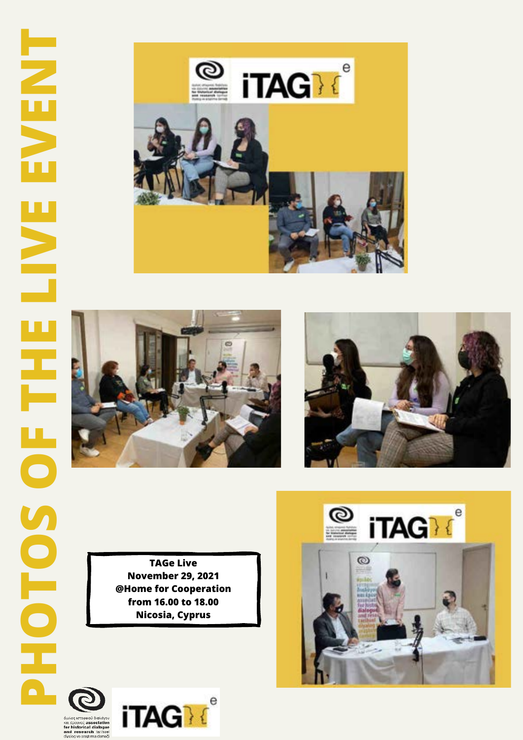# PHOTOS OF THE LIVE EVENT

**TAGe Live**
**November 29, 2021**
**@Home for Cooperation**
**from 16.00 to 18.00**
**Nicosia, Cyprus**